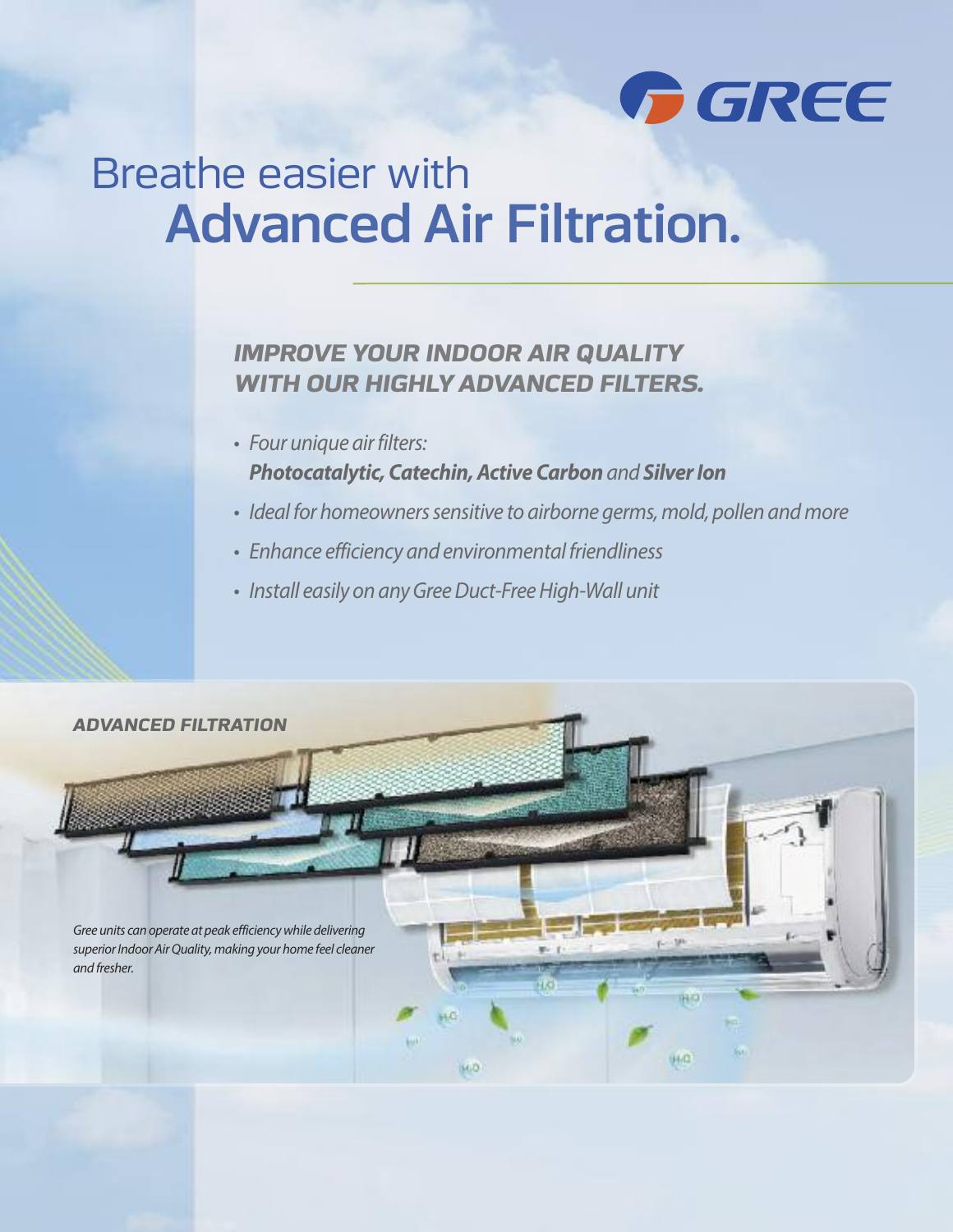GREE

# Breathe easier with **Advanced Air Filtration.**

## *IMPROVE YOUR INDOOR AIR QUALITY WITH OUR HIGHLY ADVANCED FILTERS.*

- *Four unique air filters:*
  ***Photocatalytic, Catechin, Active Carbon** and **Silver Ion***
- *Ideal for homeowners sensitive to airborne germs, mold, pollen and more*
- *Enhance efficiency and environmental friendliness*
- *Install easily on any Gree Duct-Free High-Wall unit*

### *ADVANCED FILTRATION*

*Gree units can operate at peak efficiency while delivering superior Indoor Air Quality, making your home feel cleaner and fresher.*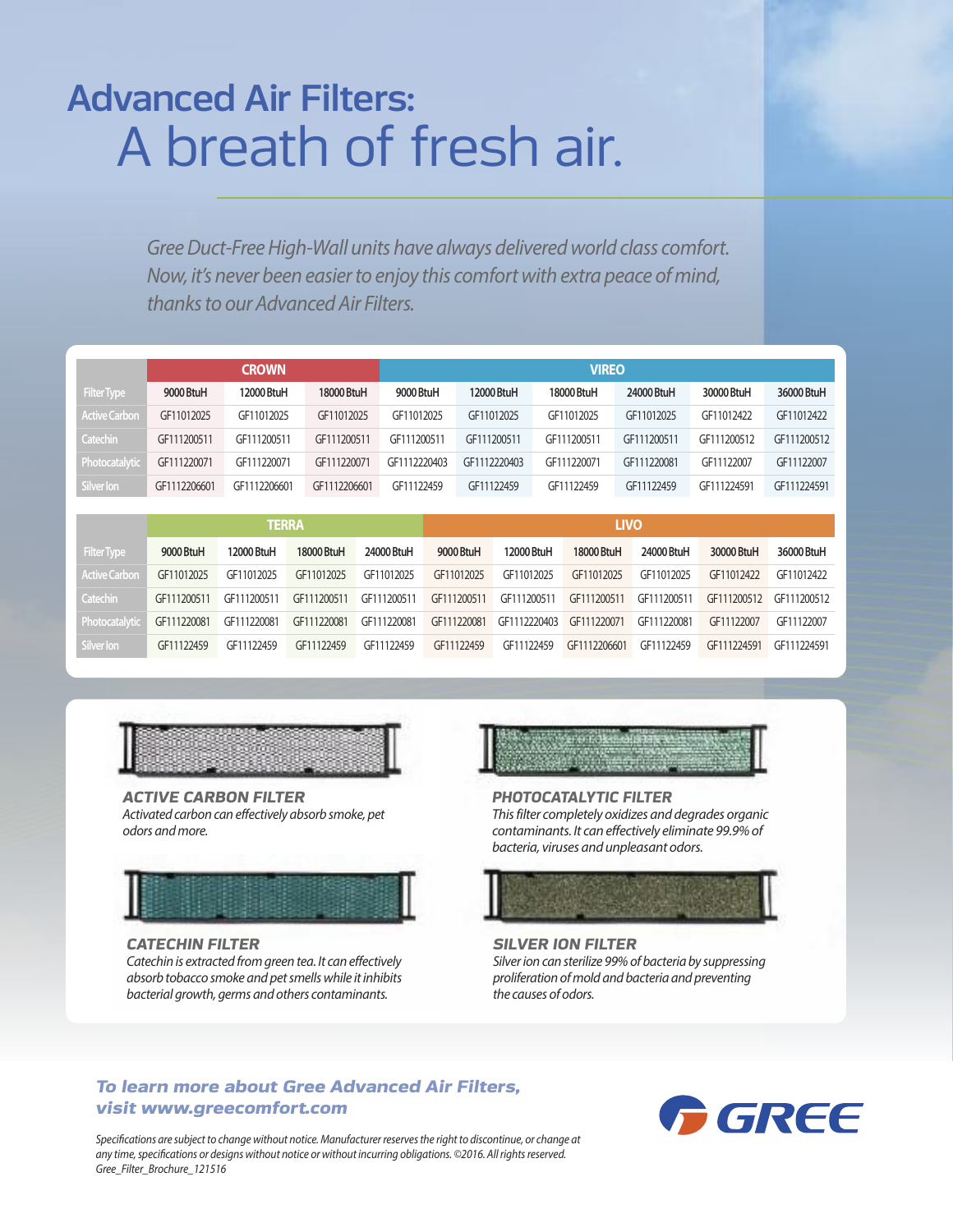# Advanced Air Filters:
## A breath of fresh air.

*Gree Duct-Free High-Wall units have always delivered world class comfort. Now, it's never been easier to enjoy this comfort with extra peace of mind, thanks to our Advanced Air Filters.*

| | CROWN | | | VIREO | | | | | |
|---|---|---|---|---|---|---|---|---|---|
| Filter Type | 9000 BtuH | 12000 BtuH | 18000 BtuH | 9000 BtuH | 12000 BtuH | 18000 BtuH | 24000 BtuH | 30000 BtuH | 36000 BtuH |
| Active Carbon | GF11012025 | GF11012025 | GF11012025 | GF11012025 | GF11012025 | GF11012025 | GF11012025 | GF11012422 | GF11012422 |
| Catechin | GF111200511 | GF111200511 | GF111200511 | GF111200511 | GF111200511 | GF111200511 | GF111200511 | GF111200512 | GF111200512 |
| Photocatalytic | GF111220071 | GF111220071 | GF111220071 | GF1112220403 | GF1112220403 | GF111220071 | GF111220081 | GF11122007 | GF11122007 |
| Silver Ion | GF1112206601 | GF1112206601 | GF1112206601 | GF11122459 | GF11122459 | GF11122459 | GF11122459 | GF111224591 | GF111224591 |

| | TERRA | | | | LIVO | | | | | |
|---|---|---|---|---|---|---|---|---|---|---|
| Filter Type | 9000 BtuH | 12000 BtuH | 18000 BtuH | 24000 BtuH | 9000 BtuH | 12000 BtuH | 18000 BtuH | 24000 BtuH | 30000 BtuH | 36000 BtuH |
| Active Carbon | GF11012025 | GF11012025 | GF11012025 | GF11012025 | GF11012025 | GF11012025 | GF11012025 | GF11012025 | GF11012422 | GF11012422 |
| Catechin | GF111200511 | GF111200511 | GF111200511 | GF111200511 | GF111200511 | GF111200511 | GF111200511 | GF111200511 | GF111200512 | GF111200512 |
| Photocatalytic | GF111220081 | GF111220081 | GF111220081 | GF111220081 | GF111220081 | GF1112220403 | GF111220071 | GF111220081 | GF11122007 | GF11122007 |
| Silver Ion | GF11122459 | GF11122459 | GF11122459 | GF11122459 | GF11122459 | GF11122459 | GF1112206601 | GF11122459 | GF111224591 | GF111224591 |

**ACTIVE CARBON FILTER**
*Activated carbon can effectively absorb smoke, pet odors and more.*

**PHOTOCATALYTIC FILTER**
*This filter completely oxidizes and degrades organic contaminants. It can effectively eliminate 99.9% of bacteria, viruses and unpleasant odors.*

**CATECHIN FILTER**
*Catechin is extracted from green tea. It can effectively absorb tobacco smoke and pet smells while it inhibits bacterial growth, germs and others contaminants.*

**SILVER ION FILTER**
*Silver ion can sterilize 99% of bacteria by suppressing proliferation of mold and bacteria and preventing the causes of odors.*

***To learn more about Gree Advanced Air Filters, visit www.greecomfort.com***

GREE

*Specifications are subject to change without notice. Manufacturer reserves the right to discontinue, or change at any time, specifications or designs without notice or without incurring obligations. ©2016. All rights reserved. Gree_Filter_Brochure_121516*